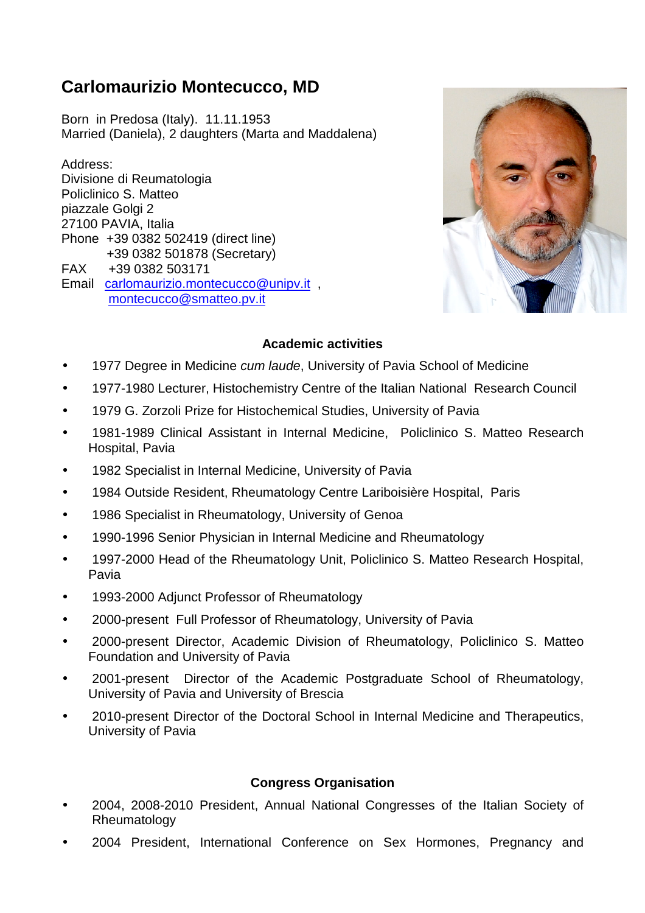# Carlomaurizio Montecucco, MD

Born in Predosa (Italy). 11.11.1953
Married (Daniela), 2 daughters (Marta and Maddalena)

Address:
Divisione di Reumatologia
Policlinico S. Matteo
piazzale Golgi 2
27100 PAVIA, Italia
Phone +39 0382 502419 (direct line)
+39 0382 501878 (Secretary)
FAX +39 0382 503171
Email carlomaurizio.montecucco@unipv.it , montecucco@smatteo.pv.it

## Academic activities

- 1977 Degree in Medicine *cum laude*, University of Pavia School of Medicine
- 1977-1980 Lecturer, Histochemistry Centre of the Italian National Research Council
- 1979 G. Zorzoli Prize for Histochemical Studies, University of Pavia
- 1981-1989 Clinical Assistant in Internal Medicine, Policlinico S. Matteo Research Hospital, Pavia
- 1982 Specialist in Internal Medicine, University of Pavia
- 1984 Outside Resident, Rheumatology Centre Lariboisière Hospital, Paris
- 1986 Specialist in Rheumatology, University of Genoa
- 1990-1996 Senior Physician in Internal Medicine and Rheumatology
- 1997-2000 Head of the Rheumatology Unit, Policlinico S. Matteo Research Hospital, Pavia
- 1993-2000 Adjunct Professor of Rheumatology
- 2000-present Full Professor of Rheumatology, University of Pavia
- 2000-present Director, Academic Division of Rheumatology, Policlinico S. Matteo Foundation and University of Pavia
- 2001-present Director of the Academic Postgraduate School of Rheumatology, University of Pavia and University of Brescia
- 2010-present Director of the Doctoral School in Internal Medicine and Therapeutics, University of Pavia

## Congress Organisation

- 2004, 2008-2010 President, Annual National Congresses of the Italian Society of Rheumatology
- 2004 President, International Conference on Sex Hormones, Pregnancy and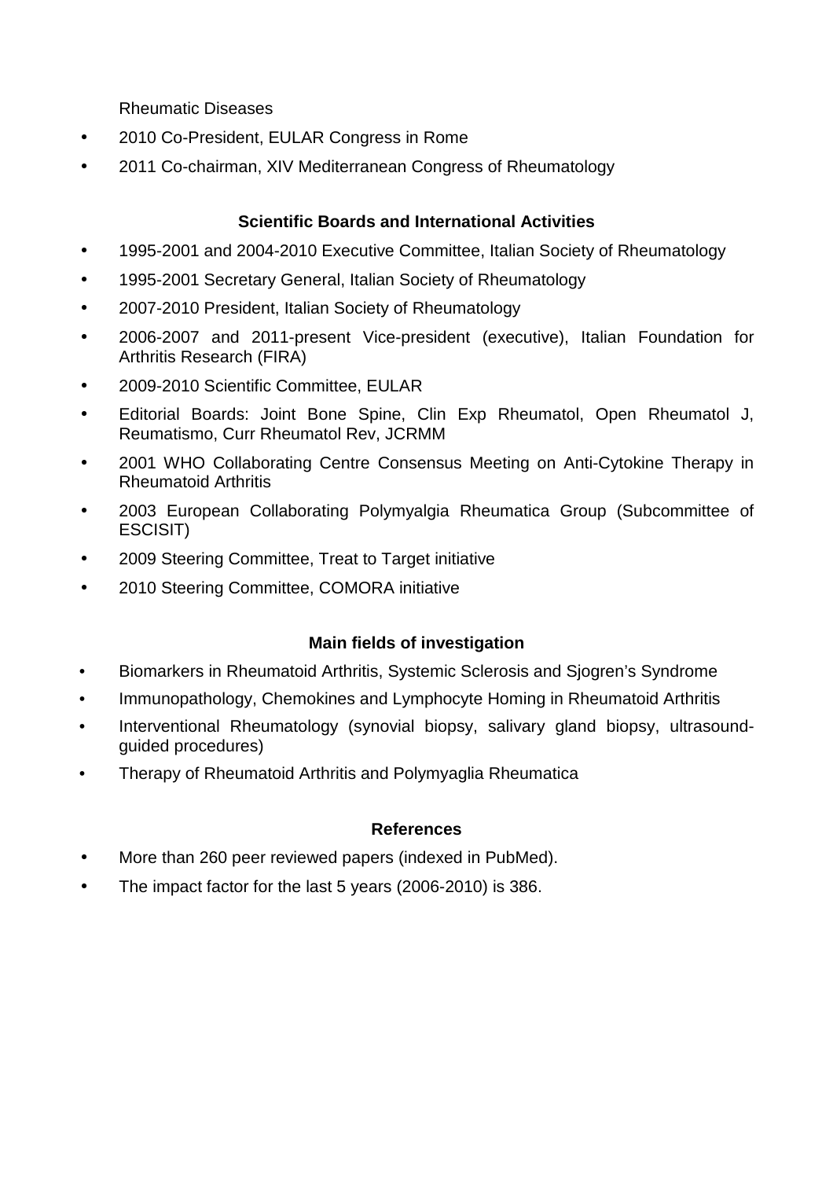Rheumatic Diseases

- 2010 Co-President, EULAR Congress in Rome
- 2011 Co-chairman, XIV Mediterranean Congress of Rheumatology

**Scientific Boards and International Activities**

- 1995-2001 and 2004-2010 Executive Committee, Italian Society of Rheumatology
- 1995-2001 Secretary General, Italian Society of Rheumatology
- 2007-2010 President, Italian Society of Rheumatology
- 2006-2007 and 2011-present Vice-president (executive), Italian Foundation for Arthritis Research (FIRA)
- 2009-2010 Scientific Committee, EULAR
- Editorial Boards: Joint Bone Spine, Clin Exp Rheumatol, Open Rheumatol J, Reumatismo, Curr Rheumatol Rev, JCRMM
- 2001 WHO Collaborating Centre Consensus Meeting on Anti-Cytokine Therapy in Rheumatoid Arthritis
- 2003 European Collaborating Polymyalgia Rheumatica Group (Subcommittee of ESCISIT)
- 2009 Steering Committee, Treat to Target initiative
- 2010 Steering Committee, COMORA initiative

**Main fields of investigation**

- Biomarkers in Rheumatoid Arthritis, Systemic Sclerosis and Sjogren's Syndrome
- Immunopathology, Chemokines and Lymphocyte Homing in Rheumatoid Arthritis
- Interventional Rheumatology (synovial biopsy, salivary gland biopsy, ultrasound-guided procedures)
- Therapy of Rheumatoid Arthritis and Polymyaglia Rheumatica

**References**

- More than 260 peer reviewed papers (indexed in PubMed).
- The impact factor for the last 5 years (2006-2010) is 386.